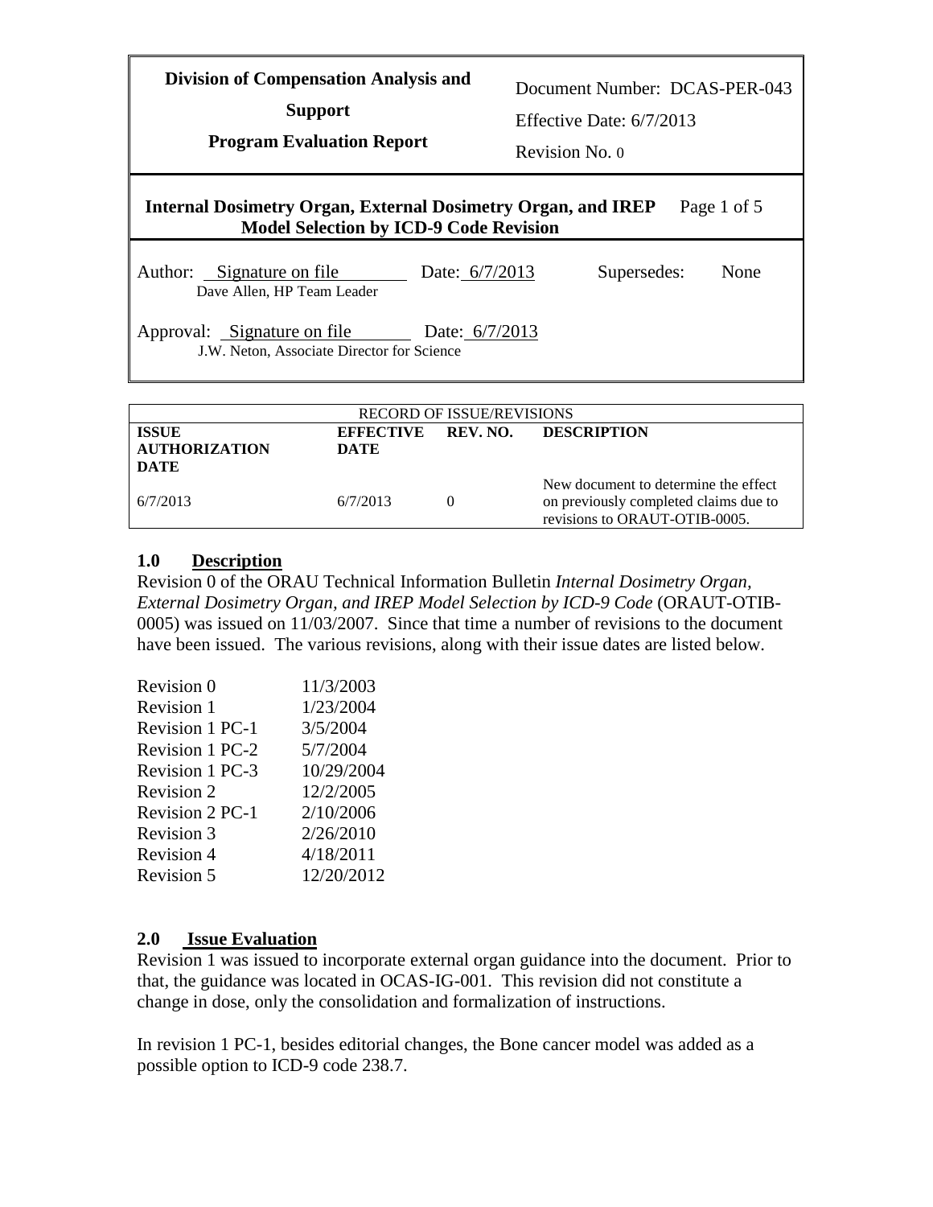| Division of Compensation Analysis and Support Program Evaluation Report | Document Number: DCAS-PER-043 Effective Date: 6/7/2013 Revision No. 0 |
|---|---|
| **Internal Dosimetry Organ, External Dosimetry Organ, and IREP Model Selection by ICD-9 Code Revision** | Page 1 of 5 |

Author: Signature on file — Dave Allen, HP Team Leader — Date: 6/7/2013 — Supersedes: None

Approval: Signature on file — J.W. Neton, Associate Director for Science — Date: 6/7/2013

| RECORD OF ISSUE/REVISIONS | | | |
|---|---|---|---|
| **ISSUE AUTHORIZATION DATE** | **EFFECTIVE DATE** | **REV. NO.** | **DESCRIPTION** |
| 6/7/2013 | 6/7/2013 | 0 | New document to determine the effect on previously completed claims due to revisions to ORAUT-OTIB-0005. |

## 1.0 Description

Revision 0 of the ORAU Technical Information Bulletin *Internal Dosimetry Organ, External Dosimetry Organ, and IREP Model Selection by ICD-9 Code* (ORAUT-OTIB-0005) was issued on 11/03/2007. Since that time a number of revisions to the document have been issued. The various revisions, along with their issue dates are listed below.

| | |
|---|---|
| Revision 0 | 11/3/2003 |
| Revision 1 | 1/23/2004 |
| Revision 1 PC-1 | 3/5/2004 |
| Revision 1 PC-2 | 5/7/2004 |
| Revision 1 PC-3 | 10/29/2004 |
| Revision 2 | 12/2/2005 |
| Revision 2 PC-1 | 2/10/2006 |
| Revision 3 | 2/26/2010 |
| Revision 4 | 4/18/2011 |
| Revision 5 | 12/20/2012 |

## 2.0 Issue Evaluation

Revision 1 was issued to incorporate external organ guidance into the document. Prior to that, the guidance was located in OCAS-IG-001. This revision did not constitute a change in dose, only the consolidation and formalization of instructions.

In revision 1 PC-1, besides editorial changes, the Bone cancer model was added as a possible option to ICD-9 code 238.7.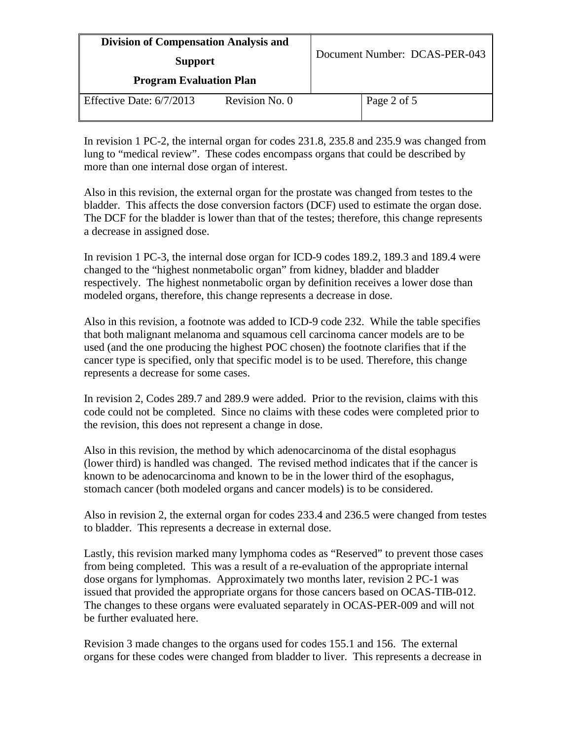In revision 1 PC-2, the internal organ for codes 231.8, 235.8 and 235.9 was changed from lung to "medical review". These codes encompass organs that could be described by more than one internal dose organ of interest.

Also in this revision, the external organ for the prostate was changed from testes to the bladder. This affects the dose conversion factors (DCF) used to estimate the organ dose. The DCF for the bladder is lower than that of the testes; therefore, this change represents a decrease in assigned dose.

In revision 1 PC-3, the internal dose organ for ICD-9 codes 189.2, 189.3 and 189.4 were changed to the "highest nonmetabolic organ" from kidney, bladder and bladder respectively. The highest nonmetabolic organ by definition receives a lower dose than modeled organs, therefore, this change represents a decrease in dose.

Also in this revision, a footnote was added to ICD-9 code 232. While the table specifies that both malignant melanoma and squamous cell carcinoma cancer models are to be used (and the one producing the highest POC chosen) the footnote clarifies that if the cancer type is specified, only that specific model is to be used. Therefore, this change represents a decrease for some cases.

In revision 2, Codes 289.7 and 289.9 were added. Prior to the revision, claims with this code could not be completed. Since no claims with these codes were completed prior to the revision, this does not represent a change in dose.

Also in this revision, the method by which adenocarcinoma of the distal esophagus (lower third) is handled was changed. The revised method indicates that if the cancer is known to be adenocarcinoma and known to be in the lower third of the esophagus, stomach cancer (both modeled organs and cancer models) is to be considered.

Also in revision 2, the external organ for codes 233.4 and 236.5 were changed from testes to bladder. This represents a decrease in external dose.

Lastly, this revision marked many lymphoma codes as "Reserved" to prevent those cases from being completed. This was a result of a re-evaluation of the appropriate internal dose organs for lymphomas. Approximately two months later, revision 2 PC-1 was issued that provided the appropriate organs for those cancers based on OCAS-TIB-012. The changes to these organs were evaluated separately in OCAS-PER-009 and will not be further evaluated here.

Revision 3 made changes to the organs used for codes 155.1 and 156. The external organs for these codes were changed from bladder to liver. This represents a decrease in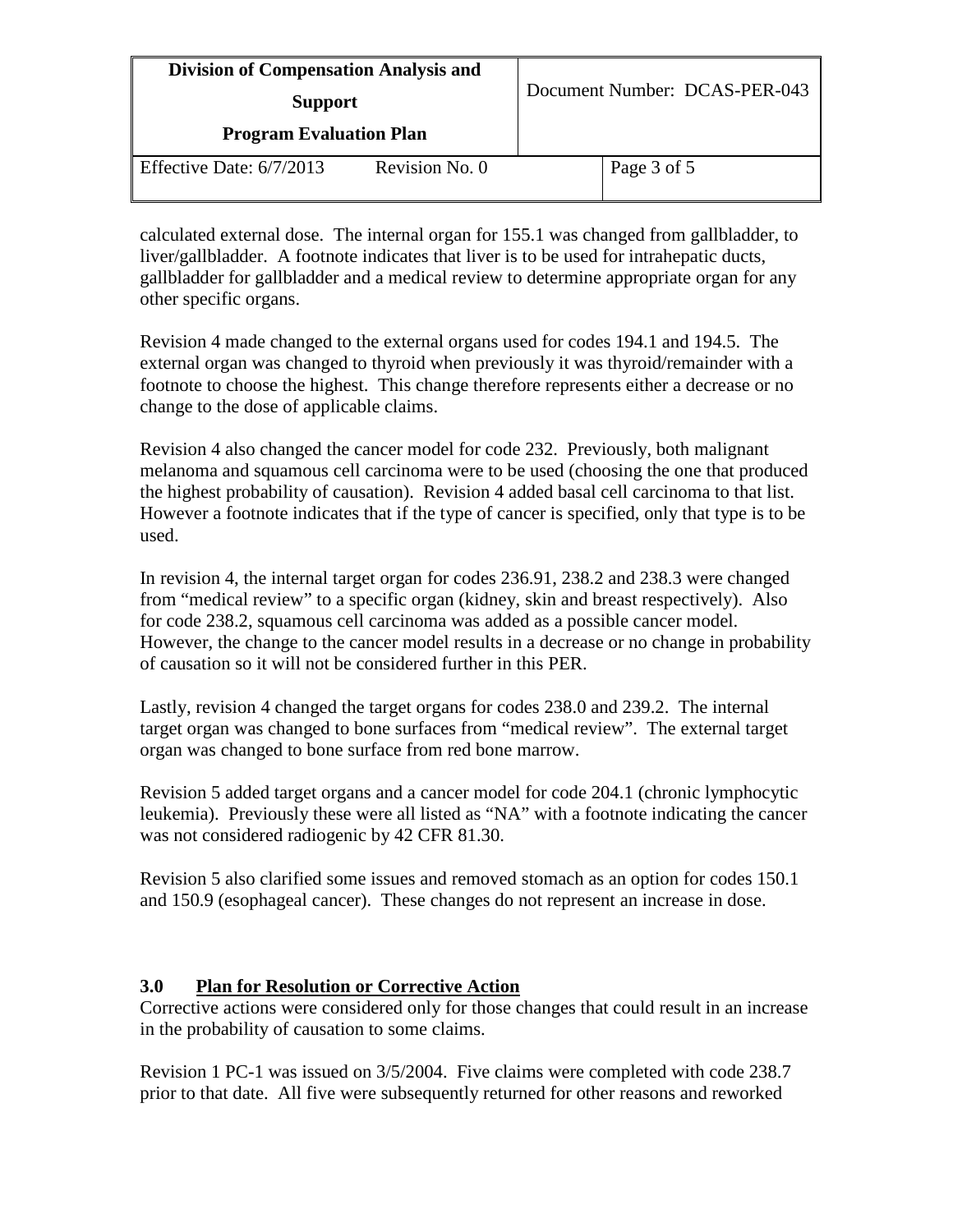calculated external dose. The internal organ for 155.1 was changed from gallbladder, to liver/gallbladder. A footnote indicates that liver is to be used for intrahepatic ducts, gallbladder for gallbladder and a medical review to determine appropriate organ for any other specific organs.

Revision 4 made changed to the external organs used for codes 194.1 and 194.5. The external organ was changed to thyroid when previously it was thyroid/remainder with a footnote to choose the highest. This change therefore represents either a decrease or no change to the dose of applicable claims.

Revision 4 also changed the cancer model for code 232. Previously, both malignant melanoma and squamous cell carcinoma were to be used (choosing the one that produced the highest probability of causation). Revision 4 added basal cell carcinoma to that list. However a footnote indicates that if the type of cancer is specified, only that type is to be used.

In revision 4, the internal target organ for codes 236.91, 238.2 and 238.3 were changed from "medical review" to a specific organ (kidney, skin and breast respectively). Also for code 238.2, squamous cell carcinoma was added as a possible cancer model. However, the change to the cancer model results in a decrease or no change in probability of causation so it will not be considered further in this PER.

Lastly, revision 4 changed the target organs for codes 238.0 and 239.2. The internal target organ was changed to bone surfaces from "medical review". The external target organ was changed to bone surface from red bone marrow.

Revision 5 added target organs and a cancer model for code 204.1 (chronic lymphocytic leukemia). Previously these were all listed as "NA" with a footnote indicating the cancer was not considered radiogenic by 42 CFR 81.30.

Revision 5 also clarified some issues and removed stomach as an option for codes 150.1 and 150.9 (esophageal cancer). These changes do not represent an increase in dose.

## 3.0 Plan for Resolution or Corrective Action

Corrective actions were considered only for those changes that could result in an increase in the probability of causation to some claims.

Revision 1 PC-1 was issued on 3/5/2004. Five claims were completed with code 238.7 prior to that date. All five were subsequently returned for other reasons and reworked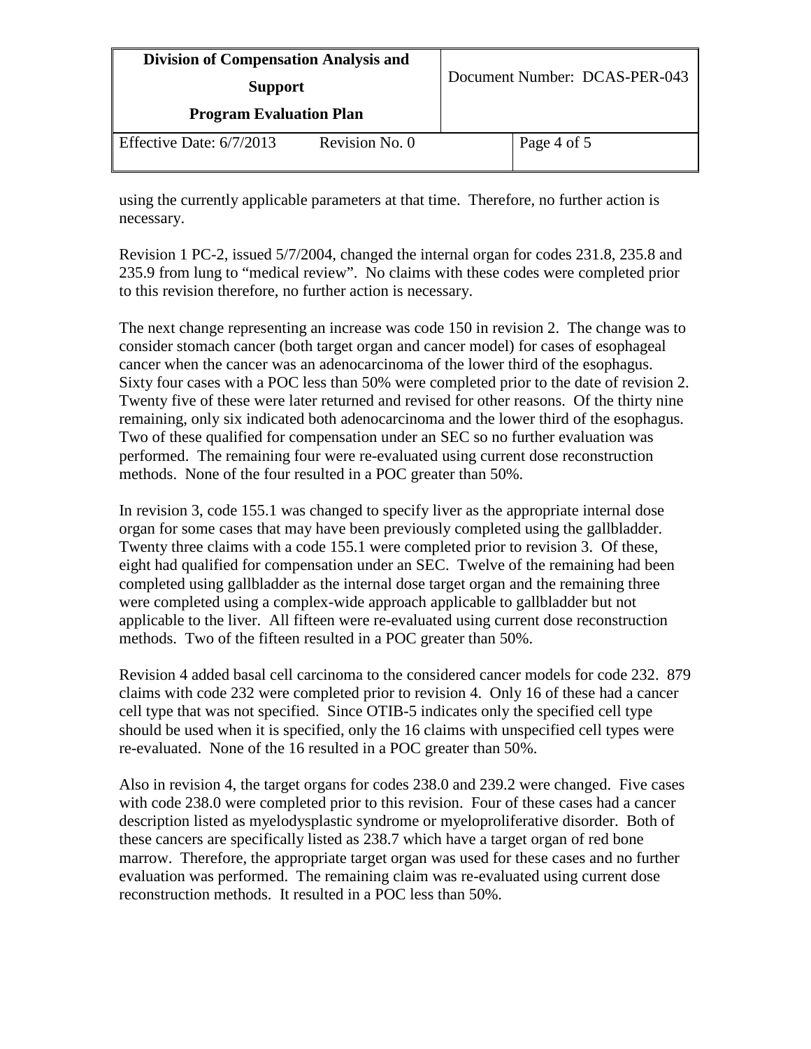using the currently applicable parameters at that time. Therefore, no further action is necessary.

Revision 1 PC-2, issued 5/7/2004, changed the internal organ for codes 231.8, 235.8 and 235.9 from lung to "medical review". No claims with these codes were completed prior to this revision therefore, no further action is necessary.

The next change representing an increase was code 150 in revision 2. The change was to consider stomach cancer (both target organ and cancer model) for cases of esophageal cancer when the cancer was an adenocarcinoma of the lower third of the esophagus. Sixty four cases with a POC less than 50% were completed prior to the date of revision 2. Twenty five of these were later returned and revised for other reasons. Of the thirty nine remaining, only six indicated both adenocarcinoma and the lower third of the esophagus. Two of these qualified for compensation under an SEC so no further evaluation was performed. The remaining four were re-evaluated using current dose reconstruction methods. None of the four resulted in a POC greater than 50%.

In revision 3, code 155.1 was changed to specify liver as the appropriate internal dose organ for some cases that may have been previously completed using the gallbladder. Twenty three claims with a code 155.1 were completed prior to revision 3. Of these, eight had qualified for compensation under an SEC. Twelve of the remaining had been completed using gallbladder as the internal dose target organ and the remaining three were completed using a complex-wide approach applicable to gallbladder but not applicable to the liver. All fifteen were re-evaluated using current dose reconstruction methods. Two of the fifteen resulted in a POC greater than 50%.

Revision 4 added basal cell carcinoma to the considered cancer models for code 232. 879 claims with code 232 were completed prior to revision 4. Only 16 of these had a cancer cell type that was not specified. Since OTIB-5 indicates only the specified cell type should be used when it is specified, only the 16 claims with unspecified cell types were re-evaluated. None of the 16 resulted in a POC greater than 50%.

Also in revision 4, the target organs for codes 238.0 and 239.2 were changed. Five cases with code 238.0 were completed prior to this revision. Four of these cases had a cancer description listed as myelodysplastic syndrome or myeloproliferative disorder. Both of these cancers are specifically listed as 238.7 which have a target organ of red bone marrow. Therefore, the appropriate target organ was used for these cases and no further evaluation was performed. The remaining claim was re-evaluated using current dose reconstruction methods. It resulted in a POC less than 50%.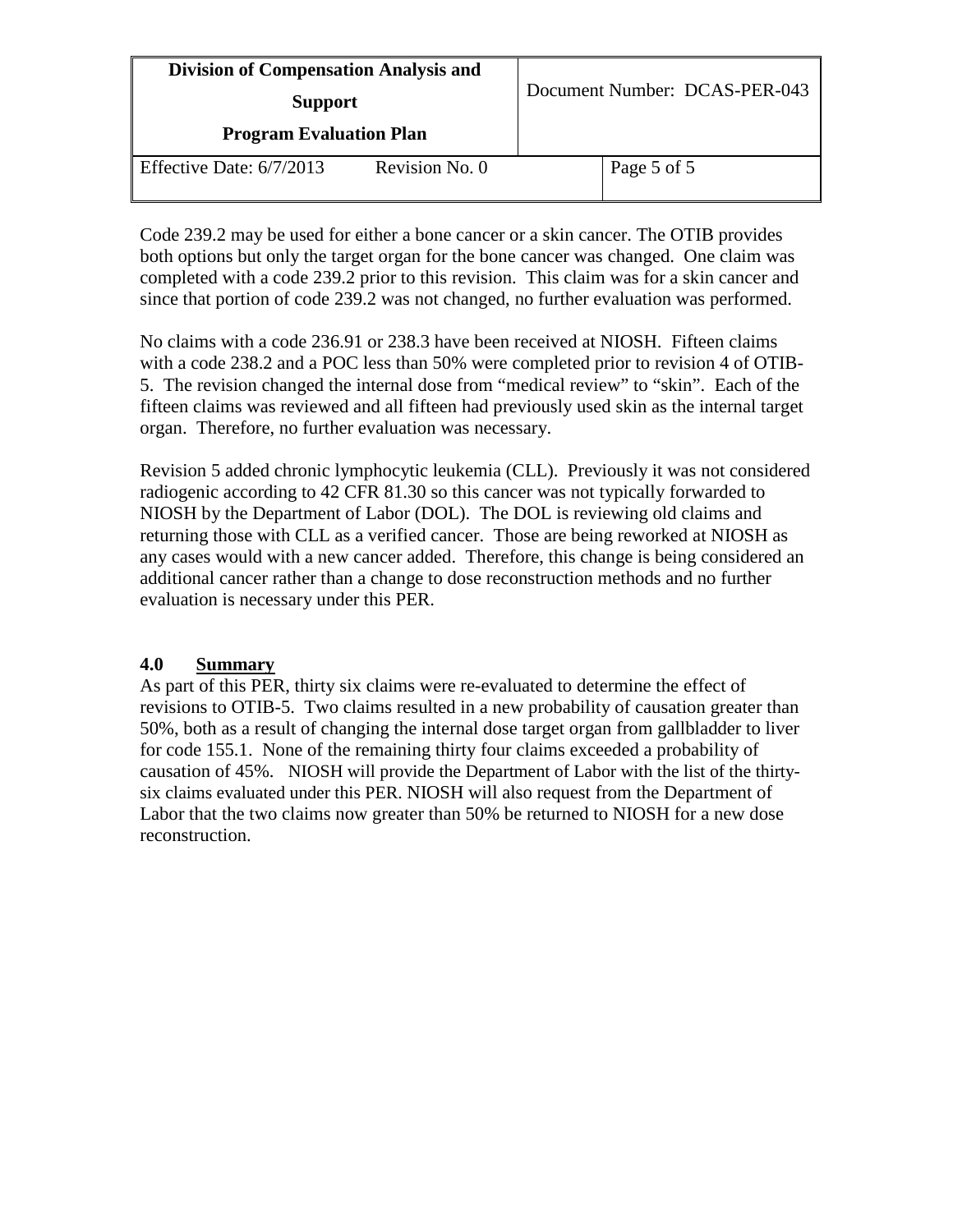Code 239.2 may be used for either a bone cancer or a skin cancer. The OTIB provides both options but only the target organ for the bone cancer was changed. One claim was completed with a code 239.2 prior to this revision. This claim was for a skin cancer and since that portion of code 239.2 was not changed, no further evaluation was performed.

No claims with a code 236.91 or 238.3 have been received at NIOSH. Fifteen claims with a code 238.2 and a POC less than 50% were completed prior to revision 4 of OTIB-5. The revision changed the internal dose from "medical review" to "skin". Each of the fifteen claims was reviewed and all fifteen had previously used skin as the internal target organ. Therefore, no further evaluation was necessary.

Revision 5 added chronic lymphocytic leukemia (CLL). Previously it was not considered radiogenic according to 42 CFR 81.30 so this cancer was not typically forwarded to NIOSH by the Department of Labor (DOL). The DOL is reviewing old claims and returning those with CLL as a verified cancer. Those are being reworked at NIOSH as any cases would with a new cancer added. Therefore, this change is being considered an additional cancer rather than a change to dose reconstruction methods and no further evaluation is necessary under this PER.

## 4.0 Summary

As part of this PER, thirty six claims were re-evaluated to determine the effect of revisions to OTIB-5. Two claims resulted in a new probability of causation greater than 50%, both as a result of changing the internal dose target organ from gallbladder to liver for code 155.1. None of the remaining thirty four claims exceeded a probability of causation of 45%. NIOSH will provide the Department of Labor with the list of the thirty-six claims evaluated under this PER. NIOSH will also request from the Department of Labor that the two claims now greater than 50% be returned to NIOSH for a new dose reconstruction.